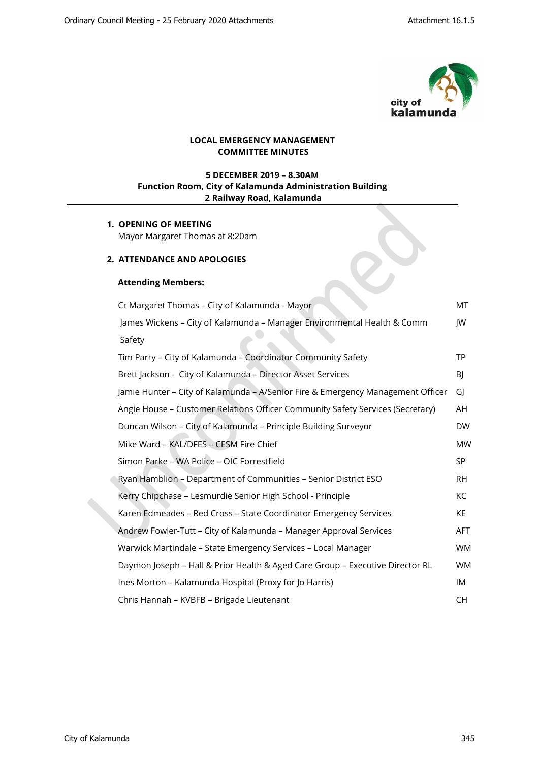**LOCAL EMERGENCY MANAGEMENT COMMITTEE MINUTES**

**5 DECEMBER 2019 – 8.30AM**
**Function Room, City of Kalamunda Administration Building**
**2 Railway Road, Kalamunda**

---

1. **OPENING OF MEETING**
   Mayor Margaret Thomas at 8:20am

2. **ATTENDANCE AND APOLOGIES**

   **Attending Members:**

| | |
|---|---|
| Cr Margaret Thomas – City of Kalamunda - Mayor | MT |
| James Wickens – City of Kalamunda – Manager Environmental Health & Comm Safety | JW |
| Tim Parry – City of Kalamunda – Coordinator Community Safety | TP |
| Brett Jackson - City of Kalamunda – Director Asset Services | BJ |
| Jamie Hunter – City of Kalamunda – A/Senior Fire & Emergency Management Officer | GJ |
| Angie House – Customer Relations Officer Community Safety Services (Secretary) | AH |
| Duncan Wilson – City of Kalamunda – Principle Building Surveyor | DW |
| Mike Ward – KAL/DFES – CESM Fire Chief | MW |
| Simon Parke – WA Police – OIC Forrestfield | SP |
| Ryan Hamblion – Department of Communities – Senior District ESO | RH |
| Kerry Chipchase – Lesmurdie Senior High School - Principle | KC |
| Karen Edmeades – Red Cross – State Coordinator Emergency Services | KE |
| Andrew Fowler-Tutt – City of Kalamunda – Manager Approval Services | AFT |
| Warwick Martindale – State Emergency Services – Local Manager | WM |
| Daymon Joseph – Hall & Prior Health & Aged Care Group – Executive Director RL | WM |
| Ines Morton – Kalamunda Hospital (Proxy for Jo Harris) | IM |
| Chris Hannah – KVBFB – Brigade Lieutenant | CH |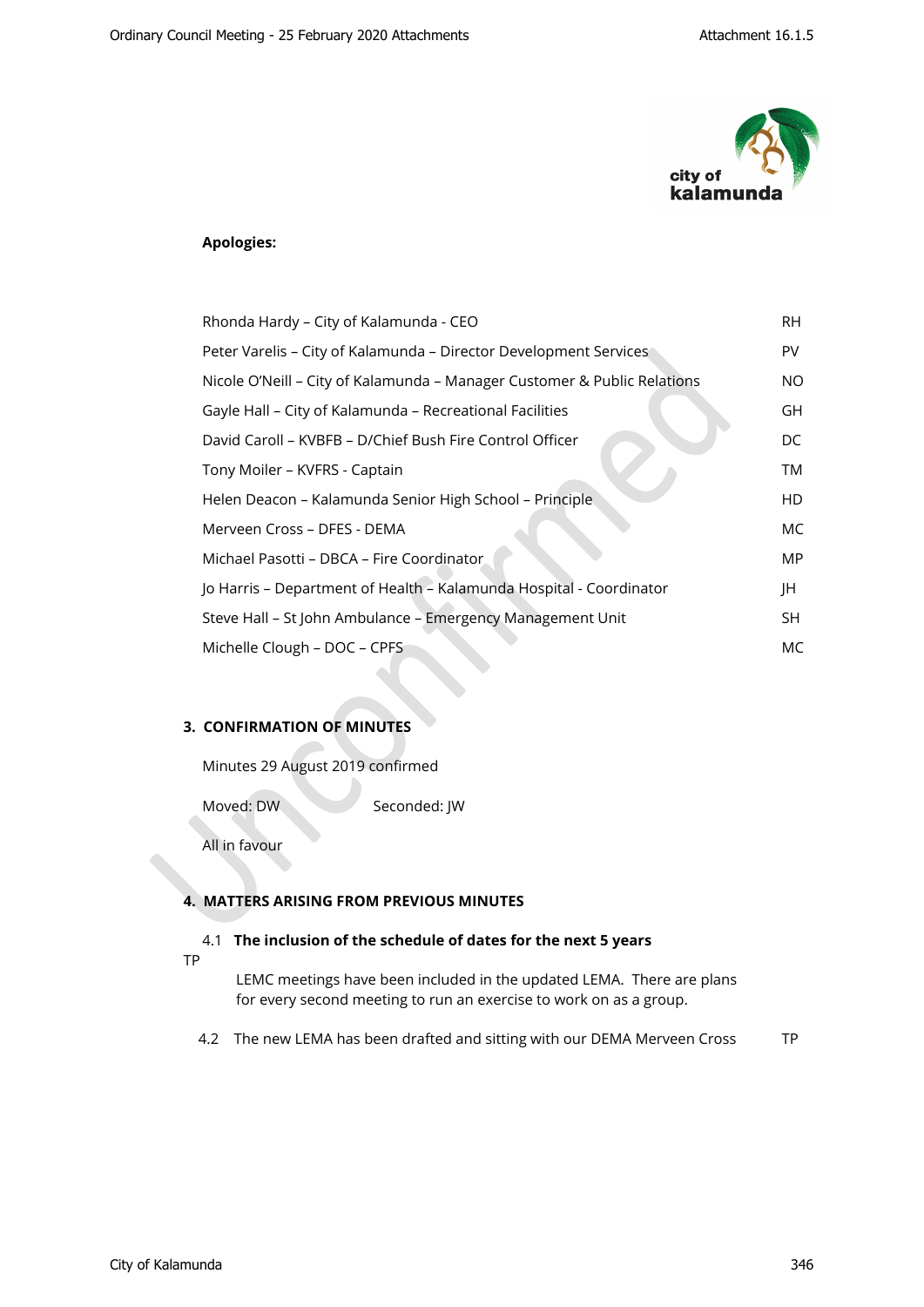**Apologies:**

| | |
|---|---|
| Rhonda Hardy – City of Kalamunda - CEO | RH |
| Peter Varelis – City of Kalamunda – Director Development Services | PV |
| Nicole O'Neill – City of Kalamunda – Manager Customer & Public Relations | NO |
| Gayle Hall – City of Kalamunda – Recreational Facilities | GH |
| David Caroll – KVBFB – D/Chief Bush Fire Control Officer | DC |
| Tony Moiler – KVFRS - Captain | TM |
| Helen Deacon – Kalamunda Senior High School – Principle | HD |
| Merveen Cross – DFES - DEMA | MC |
| Michael Pasotti – DBCA – Fire Coordinator | MP |
| Jo Harris – Department of Health – Kalamunda Hospital - Coordinator | JH |
| Steve Hall – St John Ambulance – Emergency Management Unit | SH |
| Michelle Clough – DOC – CPFS | MC |

## 3. CONFIRMATION OF MINUTES

Minutes 29 August 2019 confirmed

Moved: DW        Seconded: JW

All in favour

## 4. MATTERS ARISING FROM PREVIOUS MINUTES

4.1 **The inclusion of the schedule of dates for the next 5 years**

TP

LEMC meetings have been included in the updated LEMA. There are plans for every second meeting to run an exercise to work on as a group.

4.2 The new LEMA has been drafted and sitting with our DEMA Merveen Cross     TP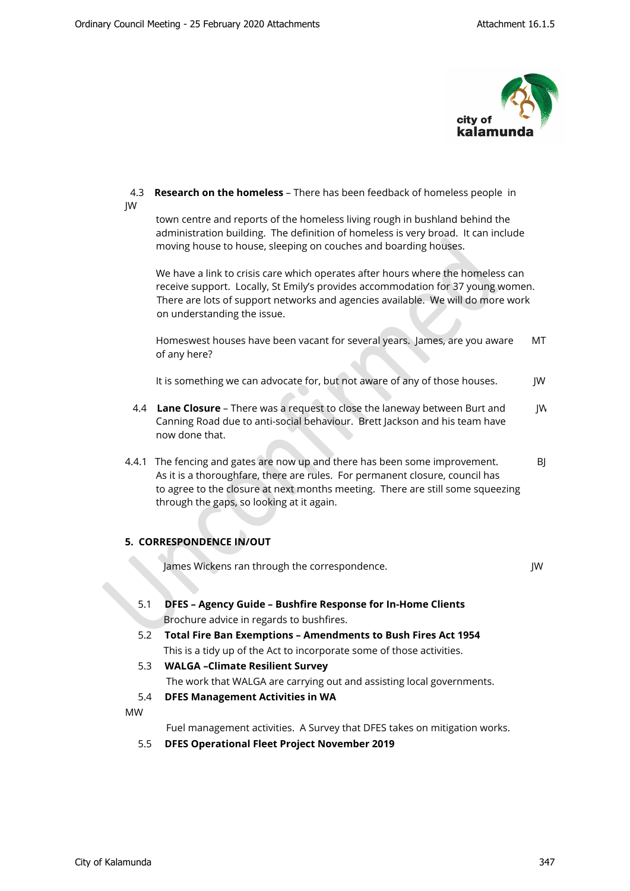4.3 **Research on the homeless** – There has been feedback of homeless people in town centre and reports of the homeless living rough in bushland behind the administration building. The definition of homeless is very broad. It can include moving house to house, sleeping on couches and boarding houses. JW

We have a link to crisis care which operates after hours where the homeless can receive support. Locally, St Emily's provides accommodation for 37 young women. There are lots of support networks and agencies available. We will do more work on understanding the issue.

Homeswest houses have been vacant for several years. James, are you aware of any here? MT

It is something we can advocate for, but not aware of any of those houses. JW

4.4 **Lane Closure** – There was a request to close the laneway between Burt and Canning Road due to anti-social behaviour. Brett Jackson and his team have now done that. JW

4.4.1 The fencing and gates are now up and there has been some improvement. As it is a thoroughfare, there are rules. For permanent closure, council has to agree to the closure at next months meeting. There are still some squeezing through the gaps, so looking at it again. BJ

**5. CORRESPONDENCE IN/OUT**

James Wickens ran through the correspondence. JW

5.1 **DFES – Agency Guide – Bushfire Response for In-Home Clients**
Brochure advice in regards to bushfires.

5.2 **Total Fire Ban Exemptions – Amendments to Bush Fires Act 1954**
This is a tidy up of the Act to incorporate some of those activities.

5.3 **WALGA –Climate Resilient Survey**
The work that WALGA are carrying out and assisting local governments.

5.4 **DFES Management Activities in WA** MW
Fuel management activities. A Survey that DFES takes on mitigation works.

5.5 **DFES Operational Fleet Project November 2019**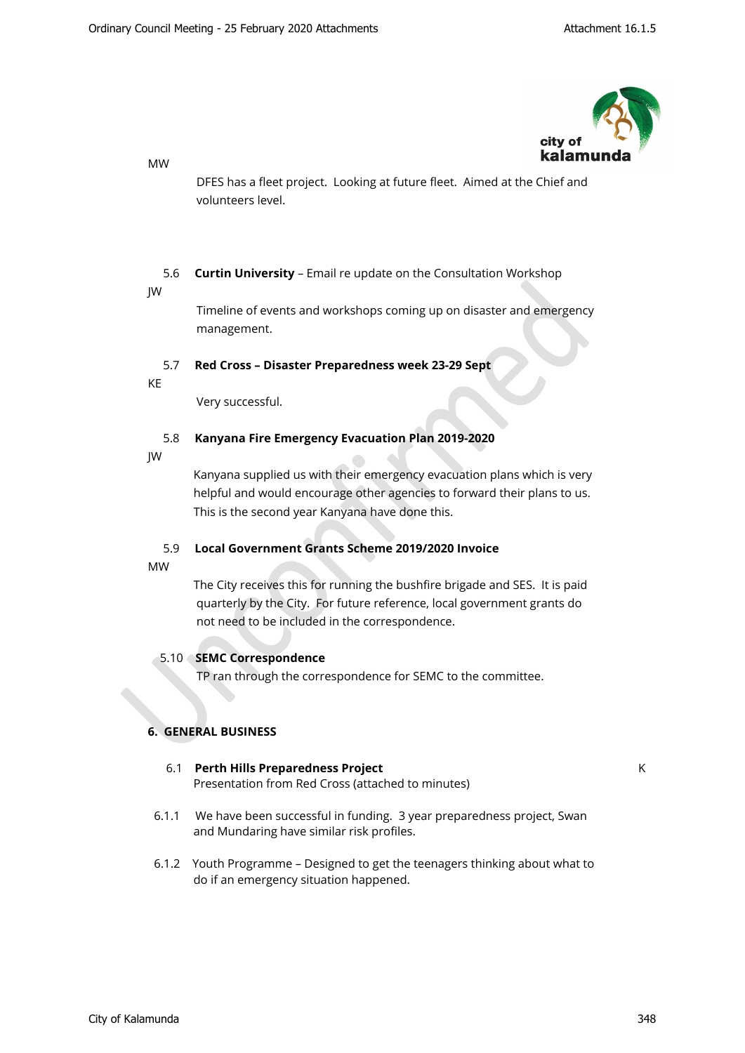MW

DFES has a fleet project. Looking at future fleet. Aimed at the Chief and volunteers level.

5.6 **Curtin University** – Email re update on the Consultation Workshop

JW

Timeline of events and workshops coming up on disaster and emergency management.

5.7 **Red Cross – Disaster Preparedness week 23-29 Sept**

KE

Very successful.

5.8 **Kanyana Fire Emergency Evacuation Plan 2019-2020**

JW

Kanyana supplied us with their emergency evacuation plans which is very helpful and would encourage other agencies to forward their plans to us. This is the second year Kanyana have done this.

5.9 **Local Government Grants Scheme 2019/2020 Invoice**

MW

The City receives this for running the bushfire brigade and SES. It is paid quarterly by the City. For future reference, local government grants do not need to be included in the correspondence.

5.10 **SEMC Correspondence**

TP ran through the correspondence for SEMC to the committee.

## 6. GENERAL BUSINESS

6.1 **Perth Hills Preparedness Project** — K

Presentation from Red Cross (attached to minutes)

6.1.1 We have been successful in funding. 3 year preparedness project, Swan and Mundaring have similar risk profiles.

6.1.2 Youth Programme – Designed to get the teenagers thinking about what to do if an emergency situation happened.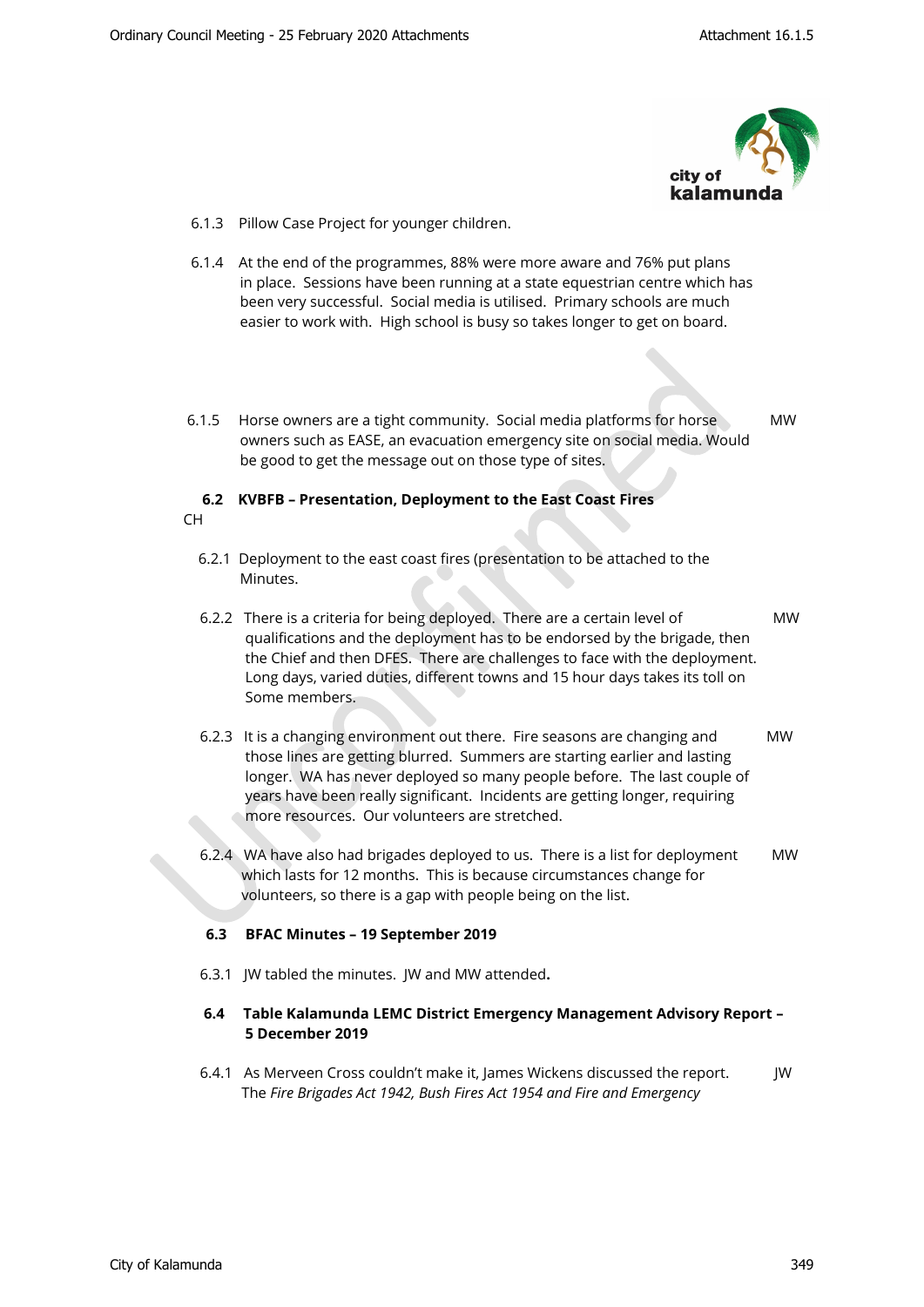6.1.3 Pillow Case Project for younger children.

6.1.4 At the end of the programmes, 88% were more aware and 76% put plans in place. Sessions have been running at a state equestrian centre which has been very successful. Social media is utilised. Primary schools are much easier to work with. High school is busy so takes longer to get on board.

6.1.5 Horse owners are a tight community. Social media platforms for horse owners such as EASE, an evacuation emergency site on social media. Would be good to get the message out on those type of sites. — MW

**6.2 KVBFB – Presentation, Deployment to the East Coast Fires** — CH

6.2.1 Deployment to the east coast fires (presentation to be attached to the Minutes.

6.2.2 There is a criteria for being deployed. There are a certain level of qualifications and the deployment has to be endorsed by the brigade, then the Chief and then DFES. There are challenges to face with the deployment. Long days, varied duties, different towns and 15 hour days takes its toll on Some members. — MW

6.2.3 It is a changing environment out there. Fire seasons are changing and those lines are getting blurred. Summers are starting earlier and lasting longer. WA has never deployed so many people before. The last couple of years have been really significant. Incidents are getting longer, requiring more resources. Our volunteers are stretched. — MW

6.2.4 WA have also had brigades deployed to us. There is a list for deployment which lasts for 12 months. This is because circumstances change for volunteers, so there is a gap with people being on the list. — MW

**6.3 BFAC Minutes – 19 September 2019**

6.3.1 JW tabled the minutes. JW and MW attended**.**

**6.4 Table Kalamunda LEMC District Emergency Management Advisory Report – 5 December 2019**

6.4.1 As Merveen Cross couldn't make it, James Wickens discussed the report. The *Fire Brigades Act 1942, Bush Fires Act 1954 and Fire and Emergency* — JW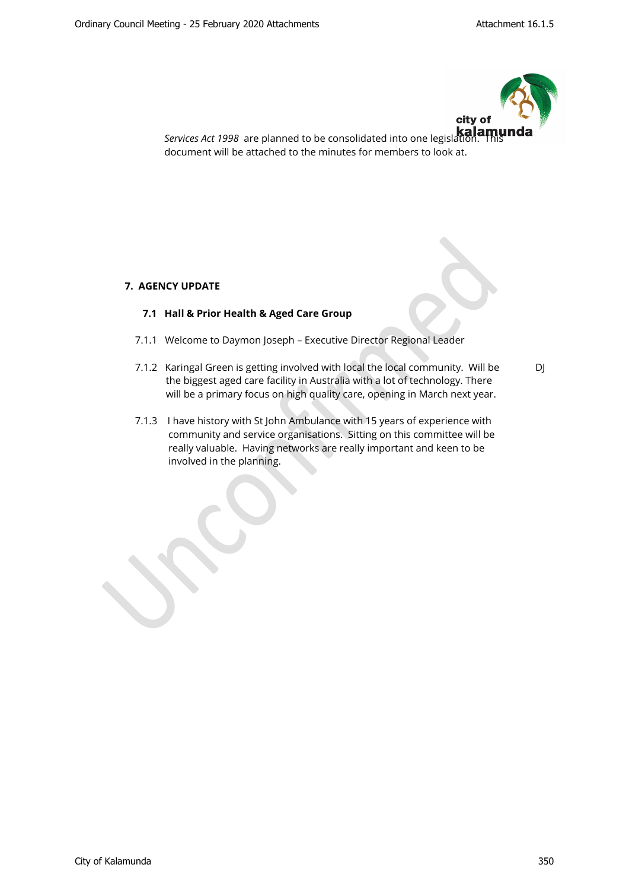*Services Act 1998* are planned to be consolidated into one legislation. This document will be attached to the minutes for members to look at.

## 7. AGENCY UPDATE

### 7.1 Hall & Prior Health & Aged Care Group

7.1.1 Welcome to Daymon Joseph – Executive Director Regional Leader

7.1.2 Karingal Green is getting involved with local the local community. Will be the biggest aged care facility in Australia with a lot of technology. There will be a primary focus on high quality care, opening in March next year. DJ

7.1.3 I have history with St John Ambulance with 15 years of experience with community and service organisations. Sitting on this committee will be really valuable. Having networks are really important and keen to be involved in the planning.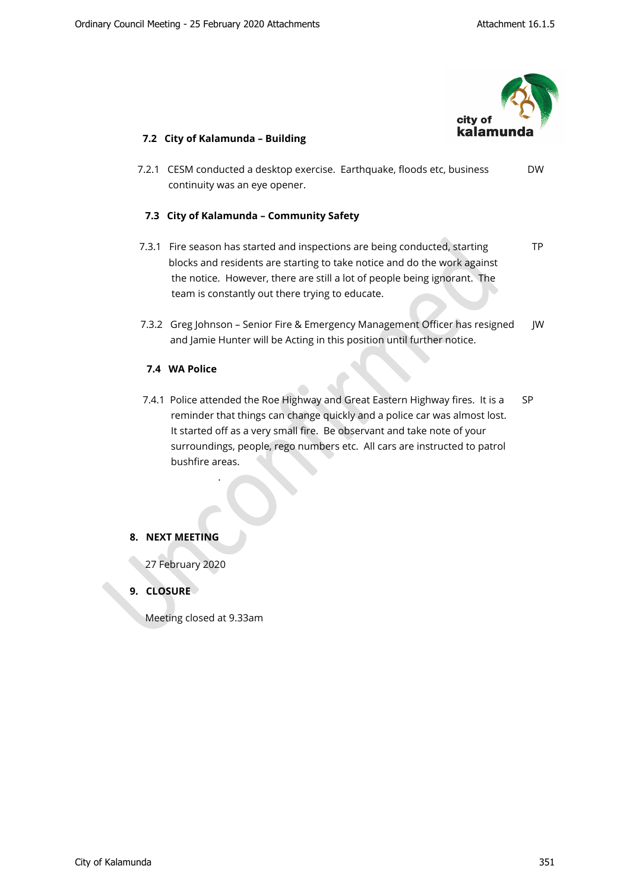### 7.2 City of Kalamunda – Building

| | | |
|---|---|---|
| 7.2.1 | CESM conducted a desktop exercise. Earthquake, floods etc, business continuity was an eye opener. | DW |

### 7.3 City of Kalamunda – Community Safety

| | | |
|---|---|---|
| 7.3.1 | Fire season has started and inspections are being conducted, starting blocks and residents are starting to take notice and do the work against the notice. However, there are still a lot of people being ignorant. The team is constantly out there trying to educate. | TP |
| 7.3.2 | Greg Johnson – Senior Fire & Emergency Management Officer has resigned and Jamie Hunter will be Acting in this position until further notice. | JW |

### 7.4 WA Police

| | | |
|---|---|---|
| 7.4.1 | Police attended the Roe Highway and Great Eastern Highway fires. It is a reminder that things can change quickly and a police car was almost lost. It started off as a very small fire. Be observant and take note of your surroundings, people, rego numbers etc. All cars are instructed to patrol bushfire areas. | SP |

## 8. NEXT MEETING

27 February 2020

## 9. CLOSURE

Meeting closed at 9.33am